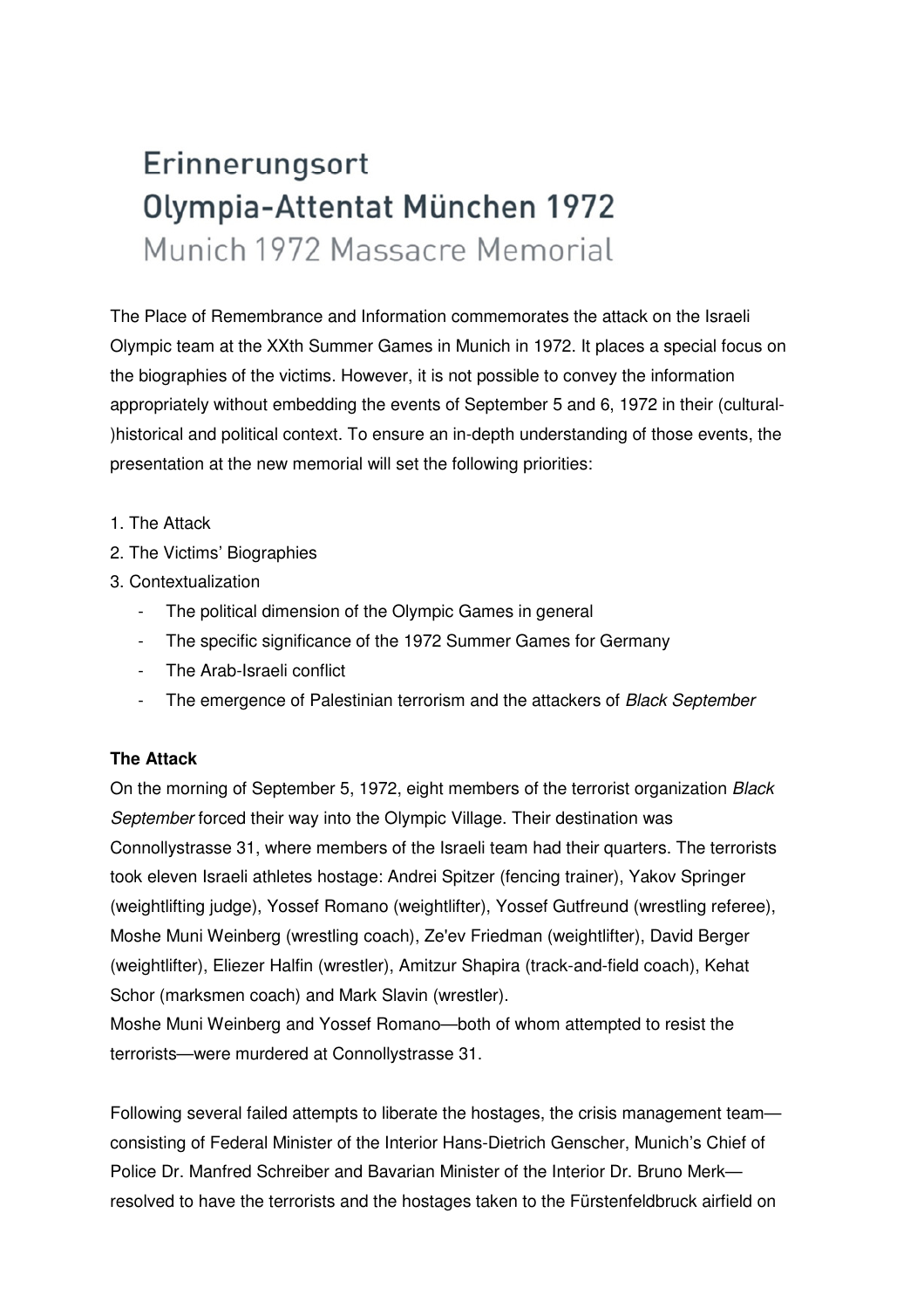# Erinnerungsort Olympia-Attentat München 1972

Munich 1972 Massacre Memorial

The Place of Remembrance and Information commemorates the attack on the Israeli Olympic team at the XXth Summer Games in Munich in 1972. It places a special focus on the biographies of the victims. However, it is not possible to convey the information appropriately without embedding the events of September 5 and 6, 1972 in their (cultural-)historical and political context. To ensure an in-depth understanding of those events, the presentation at the new memorial will set the following priorities:

1. The Attack
2. The Victims' Biographies
3. Contextualization
   - The political dimension of the Olympic Games in general
   - The specific significance of the 1972 Summer Games for Germany
   - The Arab-Israeli conflict
   - The emergence of Palestinian terrorism and the attackers of *Black September*

**The Attack**

On the morning of September 5, 1972, eight members of the terrorist organization *Black September* forced their way into the Olympic Village. Their destination was Connollystrasse 31, where members of the Israeli team had their quarters. The terrorists took eleven Israeli athletes hostage: Andrei Spitzer (fencing trainer), Yakov Springer (weightlifting judge), Yossef Romano (weightlifter), Yossef Gutfreund (wrestling referee), Moshe Muni Weinberg (wrestling coach), Ze'ev Friedman (weightlifter), David Berger (weightlifter), Eliezer Halfin (wrestler), Amitzur Shapira (track-and-field coach), Kehat Schor (marksmen coach) and Mark Slavin (wrestler).
Moshe Muni Weinberg and Yossef Romano—both of whom attempted to resist the terrorists—were murdered at Connollystrasse 31.

Following several failed attempts to liberate the hostages, the crisis management team—consisting of Federal Minister of the Interior Hans-Dietrich Genscher, Munich's Chief of Police Dr. Manfred Schreiber and Bavarian Minister of the Interior Dr. Bruno Merk—resolved to have the terrorists and the hostages taken to the Fürstenfeldbruck airfield on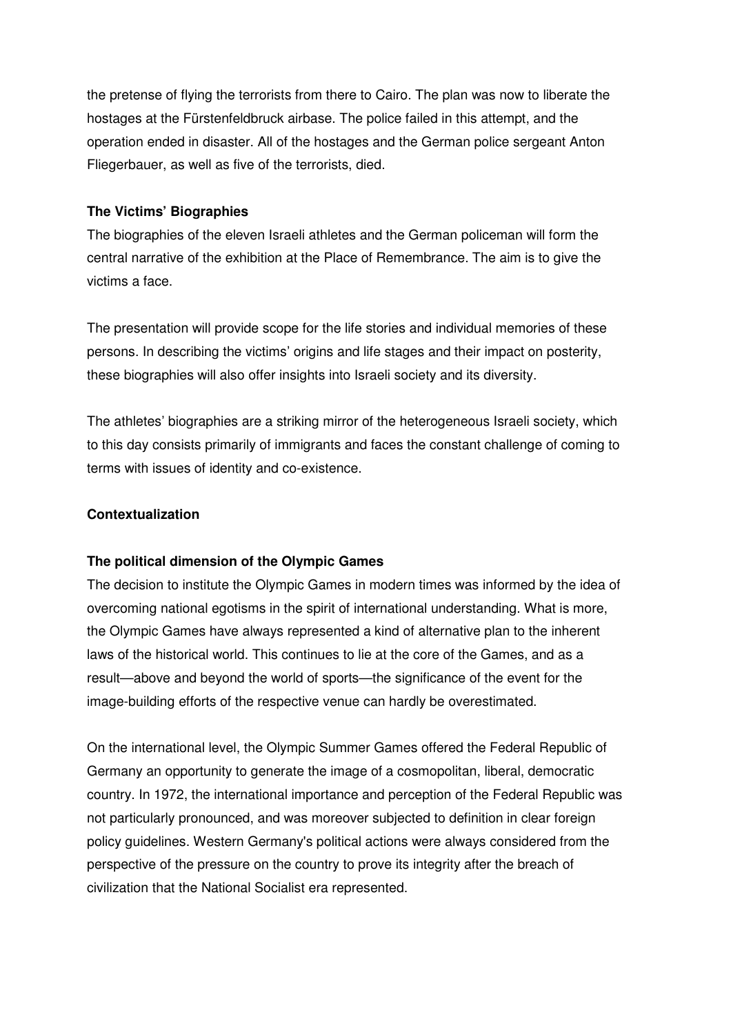the pretense of flying the terrorists from there to Cairo. The plan was now to liberate the hostages at the Fürstenfeldbruck airbase. The police failed in this attempt, and the operation ended in disaster. All of the hostages and the German police sergeant Anton Fliegerbauer, as well as five of the terrorists, died.

**The Victims' Biographies**

The biographies of the eleven Israeli athletes and the German policeman will form the central narrative of the exhibition at the Place of Remembrance. The aim is to give the victims a face.

The presentation will provide scope for the life stories and individual memories of these persons. In describing the victims' origins and life stages and their impact on posterity, these biographies will also offer insights into Israeli society and its diversity.

The athletes' biographies are a striking mirror of the heterogeneous Israeli society, which to this day consists primarily of immigrants and faces the constant challenge of coming to terms with issues of identity and co-existence.

**Contextualization**

**The political dimension of the Olympic Games**

The decision to institute the Olympic Games in modern times was informed by the idea of overcoming national egotisms in the spirit of international understanding. What is more, the Olympic Games have always represented a kind of alternative plan to the inherent laws of the historical world. This continues to lie at the core of the Games, and as a result—above and beyond the world of sports—the significance of the event for the image-building efforts of the respective venue can hardly be overestimated.

On the international level, the Olympic Summer Games offered the Federal Republic of Germany an opportunity to generate the image of a cosmopolitan, liberal, democratic country. In 1972, the international importance and perception of the Federal Republic was not particularly pronounced, and was moreover subjected to definition in clear foreign policy guidelines. Western Germany's political actions were always considered from the perspective of the pressure on the country to prove its integrity after the breach of civilization that the National Socialist era represented.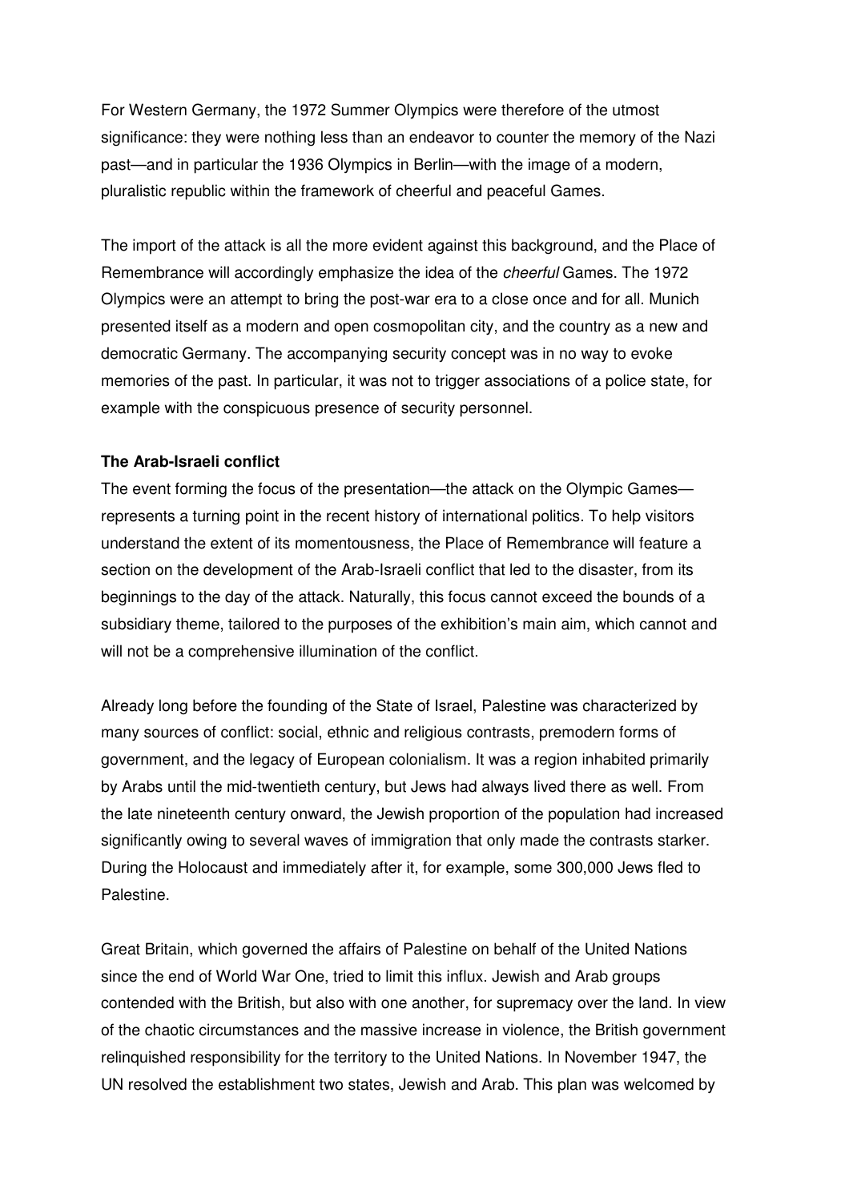For Western Germany, the 1972 Summer Olympics were therefore of the utmost significance: they were nothing less than an endeavor to counter the memory of the Nazi past—and in particular the 1936 Olympics in Berlin—with the image of a modern, pluralistic republic within the framework of cheerful and peaceful Games.

The import of the attack is all the more evident against this background, and the Place of Remembrance will accordingly emphasize the idea of the *cheerful* Games. The 1972 Olympics were an attempt to bring the post-war era to a close once and for all. Munich presented itself as a modern and open cosmopolitan city, and the country as a new and democratic Germany. The accompanying security concept was in no way to evoke memories of the past. In particular, it was not to trigger associations of a police state, for example with the conspicuous presence of security personnel.

**The Arab-Israeli conflict**

The event forming the focus of the presentation—the attack on the Olympic Games—represents a turning point in the recent history of international politics. To help visitors understand the extent of its momentousness, the Place of Remembrance will feature a section on the development of the Arab-Israeli conflict that led to the disaster, from its beginnings to the day of the attack. Naturally, this focus cannot exceed the bounds of a subsidiary theme, tailored to the purposes of the exhibition's main aim, which cannot and will not be a comprehensive illumination of the conflict.

Already long before the founding of the State of Israel, Palestine was characterized by many sources of conflict: social, ethnic and religious contrasts, premodern forms of government, and the legacy of European colonialism. It was a region inhabited primarily by Arabs until the mid-twentieth century, but Jews had always lived there as well. From the late nineteenth century onward, the Jewish proportion of the population had increased significantly owing to several waves of immigration that only made the contrasts starker. During the Holocaust and immediately after it, for example, some 300,000 Jews fled to Palestine.

Great Britain, which governed the affairs of Palestine on behalf of the United Nations since the end of World War One, tried to limit this influx. Jewish and Arab groups contended with the British, but also with one another, for supremacy over the land. In view of the chaotic circumstances and the massive increase in violence, the British government relinquished responsibility for the territory to the United Nations. In November 1947, the UN resolved the establishment two states, Jewish and Arab. This plan was welcomed by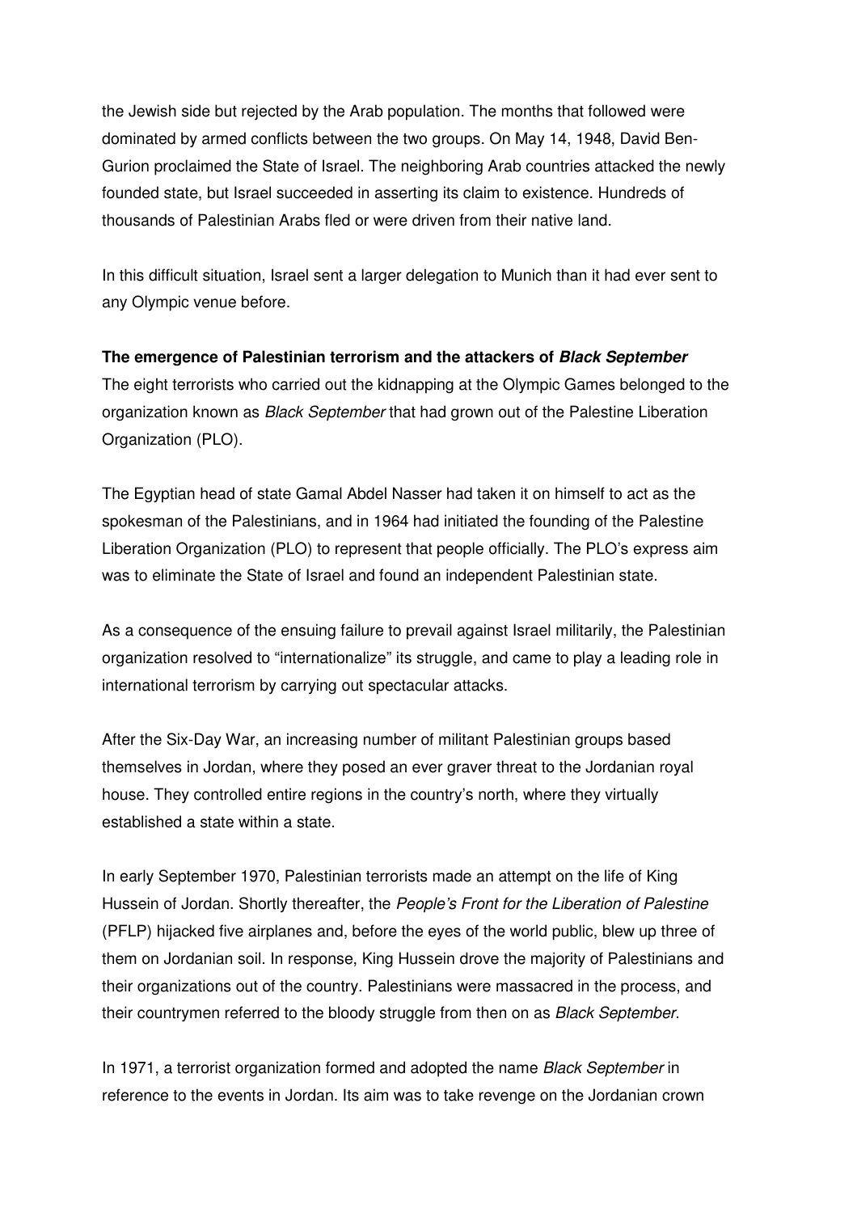the Jewish side but rejected by the Arab population. The months that followed were dominated by armed conflicts between the two groups. On May 14, 1948, David Ben-Gurion proclaimed the State of Israel. The neighboring Arab countries attacked the newly founded state, but Israel succeeded in asserting its claim to existence. Hundreds of thousands of Palestinian Arabs fled or were driven from their native land.

In this difficult situation, Israel sent a larger delegation to Munich than it had ever sent to any Olympic venue before.

**The emergence of Palestinian terrorism and the attackers of *Black September***

The eight terrorists who carried out the kidnapping at the Olympic Games belonged to the organization known as *Black September* that had grown out of the Palestine Liberation Organization (PLO).

The Egyptian head of state Gamal Abdel Nasser had taken it on himself to act as the spokesman of the Palestinians, and in 1964 had initiated the founding of the Palestine Liberation Organization (PLO) to represent that people officially. The PLO's express aim was to eliminate the State of Israel and found an independent Palestinian state.

As a consequence of the ensuing failure to prevail against Israel militarily, the Palestinian organization resolved to "internationalize" its struggle, and came to play a leading role in international terrorism by carrying out spectacular attacks.

After the Six-Day War, an increasing number of militant Palestinian groups based themselves in Jordan, where they posed an ever graver threat to the Jordanian royal house. They controlled entire regions in the country's north, where they virtually established a state within a state.

In early September 1970, Palestinian terrorists made an attempt on the life of King Hussein of Jordan. Shortly thereafter, the *People's Front for the Liberation of Palestine* (PFLP) hijacked five airplanes and, before the eyes of the world public, blew up three of them on Jordanian soil. In response, King Hussein drove the majority of Palestinians and their organizations out of the country. Palestinians were massacred in the process, and their countrymen referred to the bloody struggle from then on as *Black September*.

In 1971, a terrorist organization formed and adopted the name *Black September* in reference to the events in Jordan. Its aim was to take revenge on the Jordanian crown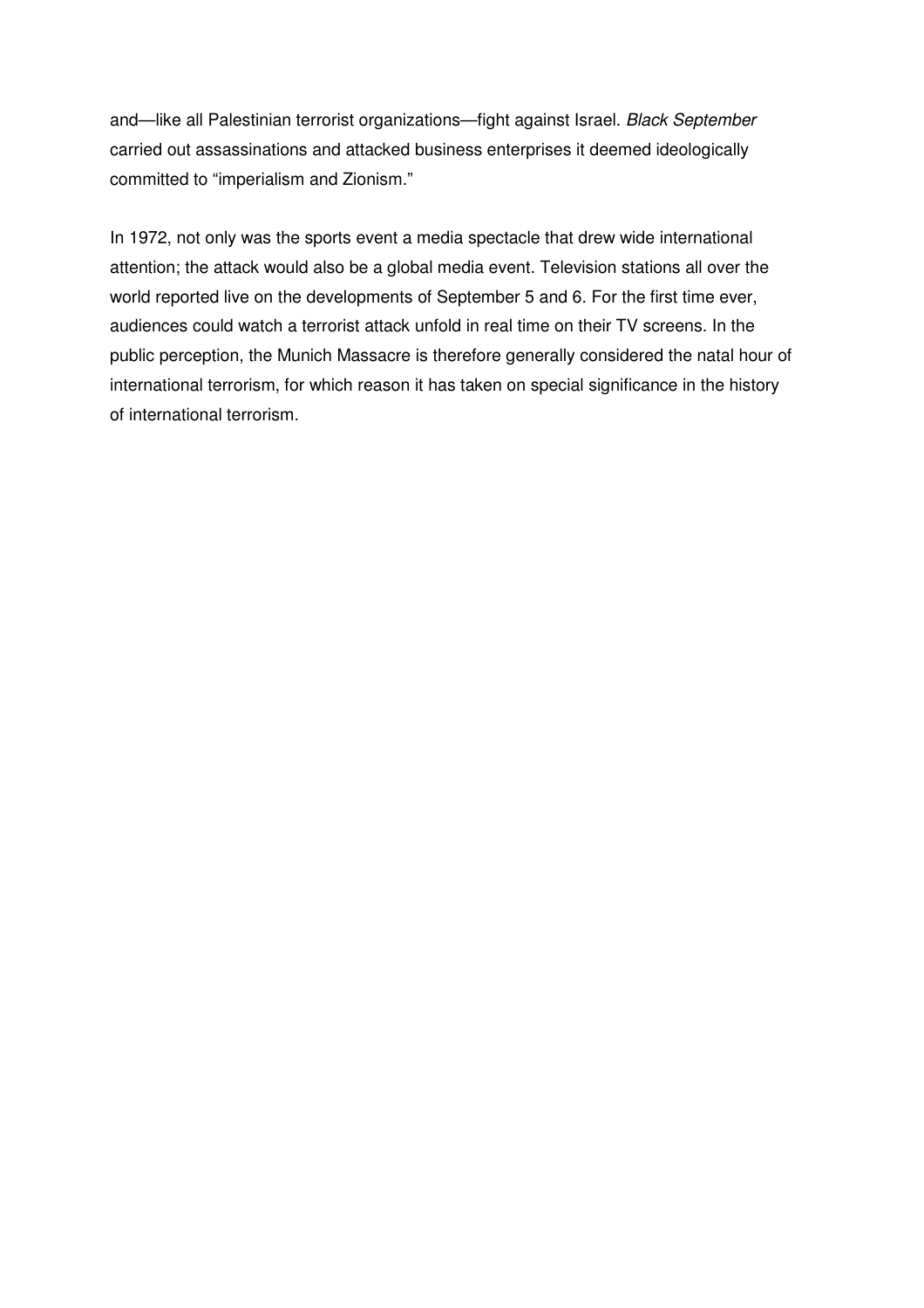and—like all Palestinian terrorist organizations—fight against Israel. *Black September* carried out assassinations and attacked business enterprises it deemed ideologically committed to "imperialism and Zionism."

In 1972, not only was the sports event a media spectacle that drew wide international attention; the attack would also be a global media event. Television stations all over the world reported live on the developments of September 5 and 6. For the first time ever, audiences could watch a terrorist attack unfold in real time on their TV screens. In the public perception, the Munich Massacre is therefore generally considered the natal hour of international terrorism, for which reason it has taken on special significance in the history of international terrorism.